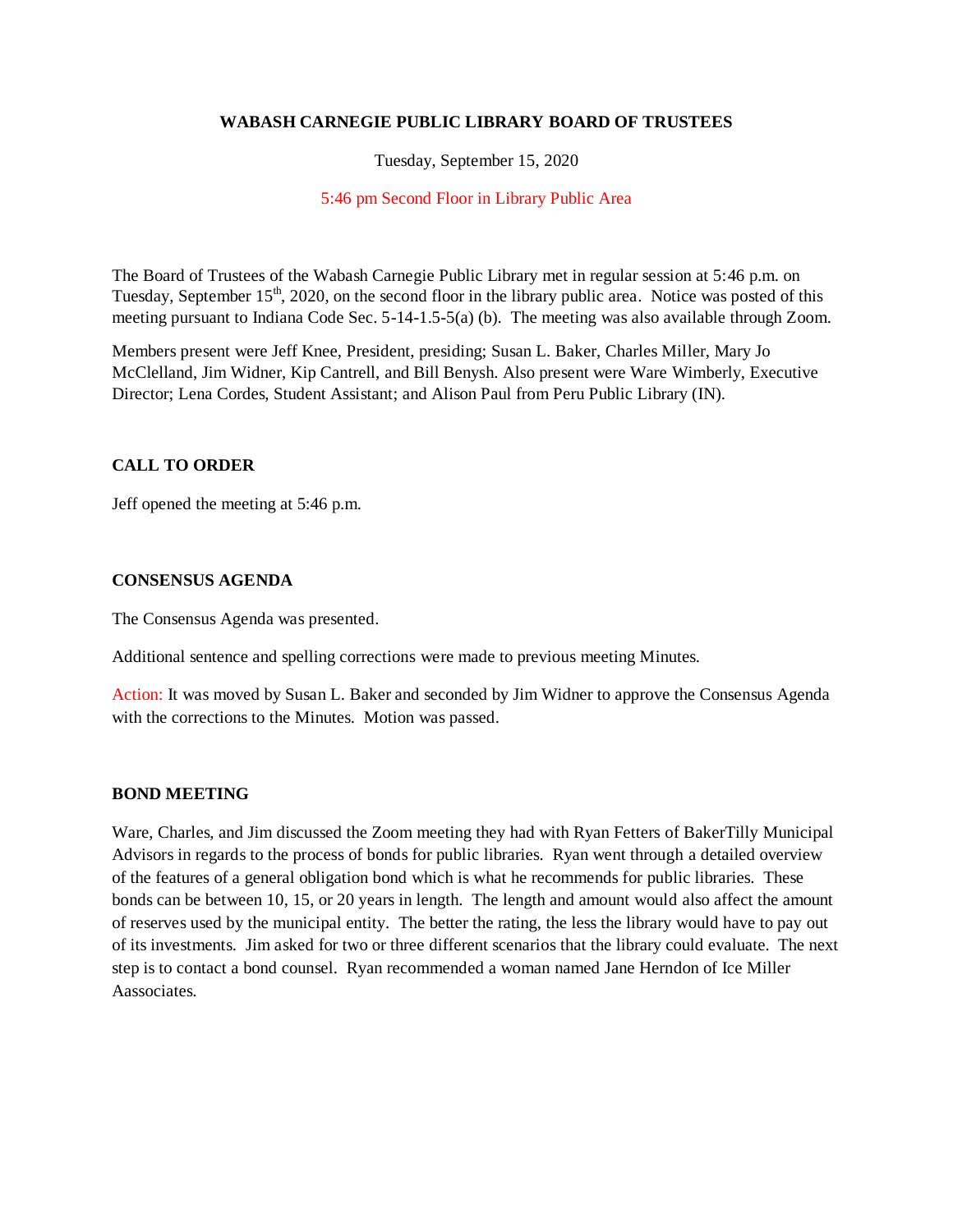**WABASH CARNEGIE PUBLIC LIBRARY BOARD OF TRUSTEES**

Tuesday, September 15, 2020

5:46 pm Second Floor in Library Public Area

The Board of Trustees of the Wabash Carnegie Public Library met in regular session at 5:46 p.m. on Tuesday, September 15th, 2020, on the second floor in the library public area. Notice was posted of this meeting pursuant to Indiana Code Sec. 5-14-1.5-5(a) (b). The meeting was also available through Zoom.

Members present were Jeff Knee, President, presiding; Susan L. Baker, Charles Miller, Mary Jo McClelland, Jim Widner, Kip Cantrell, and Bill Benysh. Also present were Ware Wimberly, Executive Director; Lena Cordes, Student Assistant; and Alison Paul from Peru Public Library (IN).

**CALL TO ORDER**

Jeff opened the meeting at 5:46 p.m.

**CONSENSUS AGENDA**

The Consensus Agenda was presented.

Additional sentence and spelling corrections were made to previous meeting Minutes.

Action: It was moved by Susan L. Baker and seconded by Jim Widner to approve the Consensus Agenda with the corrections to the Minutes. Motion was passed.

**BOND MEETING**

Ware, Charles, and Jim discussed the Zoom meeting they had with Ryan Fetters of BakerTilly Municipal Advisors in regards to the process of bonds for public libraries. Ryan went through a detailed overview of the features of a general obligation bond which is what he recommends for public libraries. These bonds can be between 10, 15, or 20 years in length. The length and amount would also affect the amount of reserves used by the municipal entity. The better the rating, the less the library would have to pay out of its investments. Jim asked for two or three different scenarios that the library could evaluate. The next step is to contact a bond counsel. Ryan recommended a woman named Jane Herndon of Ice Miller Aassociates.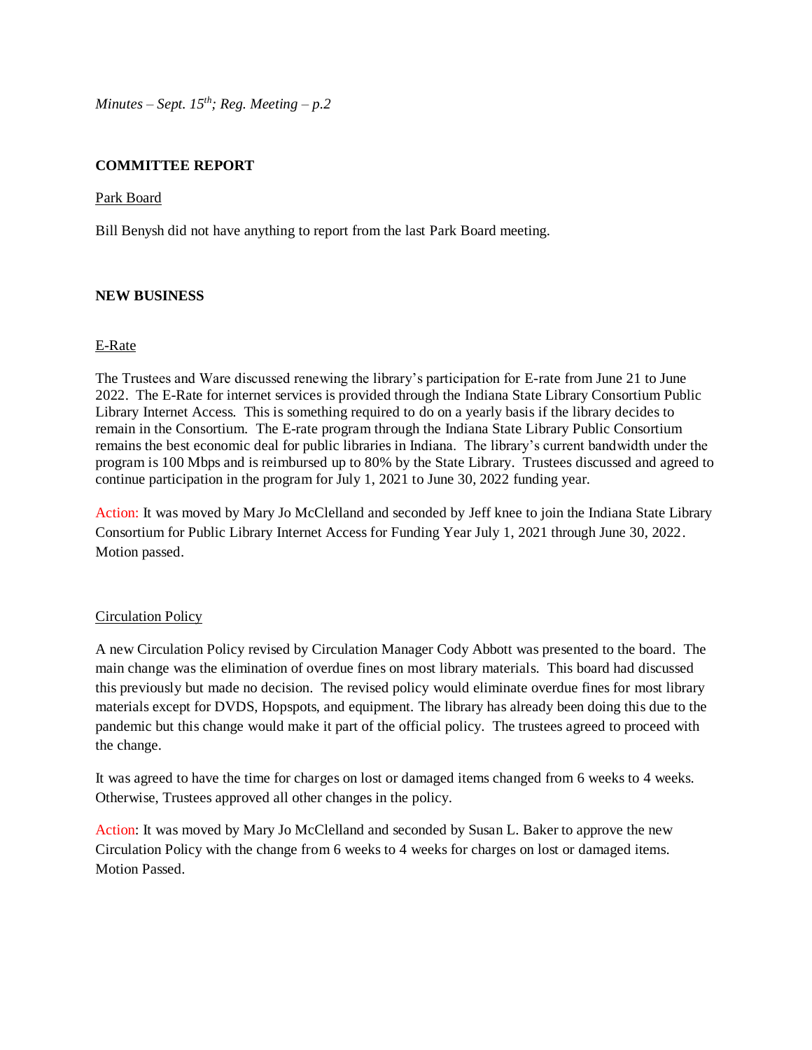## COMMITTEE REPORT

Park Board

Bill Benysh did not have anything to report from the last Park Board meeting.

## NEW BUSINESS

E-Rate

The Trustees and Ware discussed renewing the library's participation for E-rate from June 21 to June 2022. The E-Rate for internet services is provided through the Indiana State Library Consortium Public Library Internet Access. This is something required to do on a yearly basis if the library decides to remain in the Consortium. The E-rate program through the Indiana State Library Public Consortium remains the best economic deal for public libraries in Indiana. The library's current bandwidth under the program is 100 Mbps and is reimbursed up to 80% by the State Library. Trustees discussed and agreed to continue participation in the program for July 1, 2021 to June 30, 2022 funding year.

Action: It was moved by Mary Jo McClelland and seconded by Jeff knee to join the Indiana State Library Consortium for Public Library Internet Access for Funding Year July 1, 2021 through June 30, 2022. Motion passed.

Circulation Policy

A new Circulation Policy revised by Circulation Manager Cody Abbott was presented to the board. The main change was the elimination of overdue fines on most library materials. This board had discussed this previously but made no decision. The revised policy would eliminate overdue fines for most library materials except for DVDS, Hopspots, and equipment. The library has already been doing this due to the pandemic but this change would make it part of the official policy. The trustees agreed to proceed with the change.

It was agreed to have the time for charges on lost or damaged items changed from 6 weeks to 4 weeks. Otherwise, Trustees approved all other changes in the policy.

Action: It was moved by Mary Jo McClelland and seconded by Susan L. Baker to approve the new Circulation Policy with the change from 6 weeks to 4 weeks for charges on lost or damaged items. Motion Passed.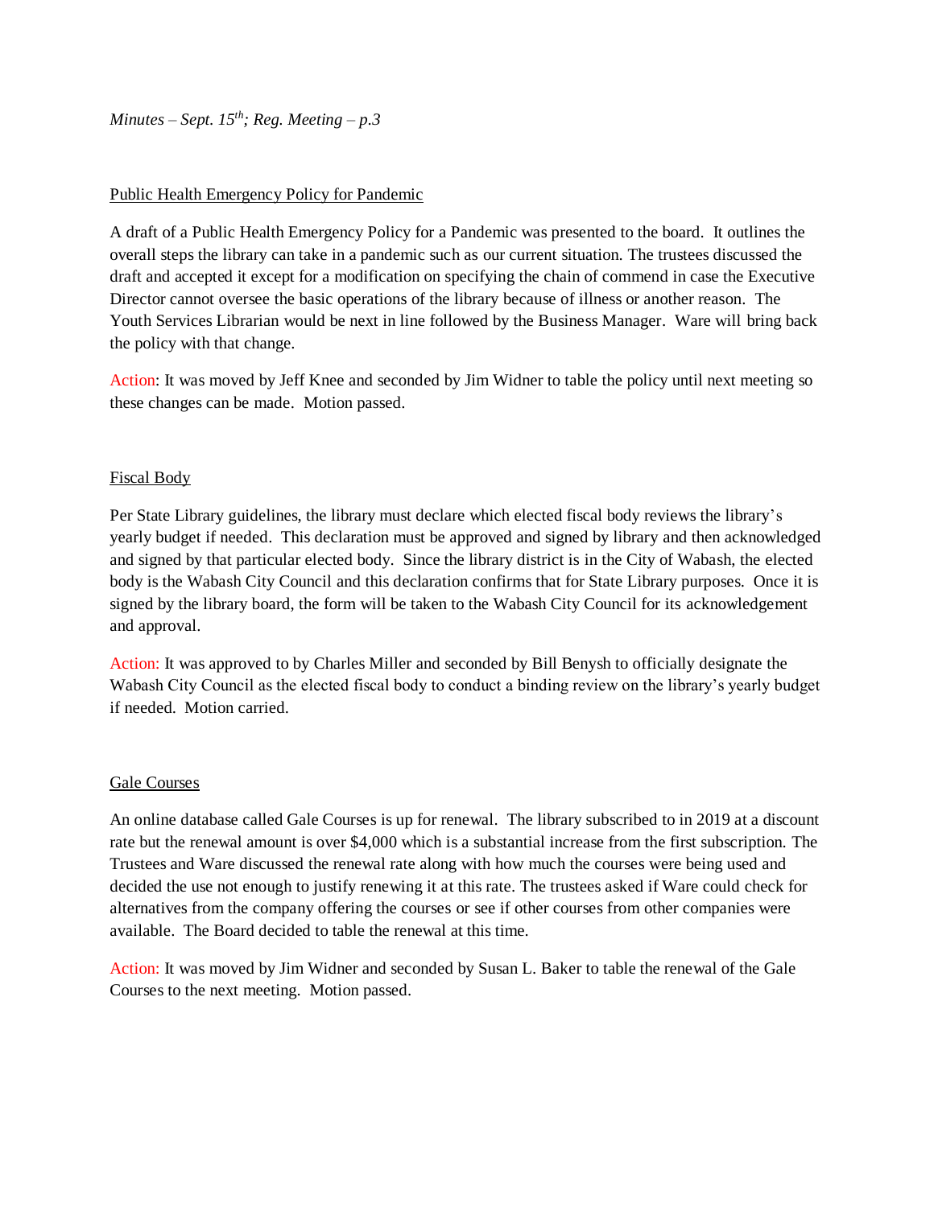## Public Health Emergency Policy for Pandemic

A draft of a Public Health Emergency Policy for a Pandemic was presented to the board. It outlines the overall steps the library can take in a pandemic such as our current situation. The trustees discussed the draft and accepted it except for a modification on specifying the chain of commend in case the Executive Director cannot oversee the basic operations of the library because of illness or another reason. The Youth Services Librarian would be next in line followed by the Business Manager. Ware will bring back the policy with that change.

Action: It was moved by Jeff Knee and seconded by Jim Widner to table the policy until next meeting so these changes can be made. Motion passed.

## Fiscal Body

Per State Library guidelines, the library must declare which elected fiscal body reviews the library's yearly budget if needed. This declaration must be approved and signed by library and then acknowledged and signed by that particular elected body. Since the library district is in the City of Wabash, the elected body is the Wabash City Council and this declaration confirms that for State Library purposes. Once it is signed by the library board, the form will be taken to the Wabash City Council for its acknowledgement and approval.

Action: It was approved to by Charles Miller and seconded by Bill Benysh to officially designate the Wabash City Council as the elected fiscal body to conduct a binding review on the library's yearly budget if needed. Motion carried.

## Gale Courses

An online database called Gale Courses is up for renewal. The library subscribed to in 2019 at a discount rate but the renewal amount is over $4,000 which is a substantial increase from the first subscription. The Trustees and Ware discussed the renewal rate along with how much the courses were being used and decided the use not enough to justify renewing it at this rate. The trustees asked if Ware could check for alternatives from the company offering the courses or see if other courses from other companies were available. The Board decided to table the renewal at this time.

Action: It was moved by Jim Widner and seconded by Susan L. Baker to table the renewal of the Gale Courses to the next meeting. Motion passed.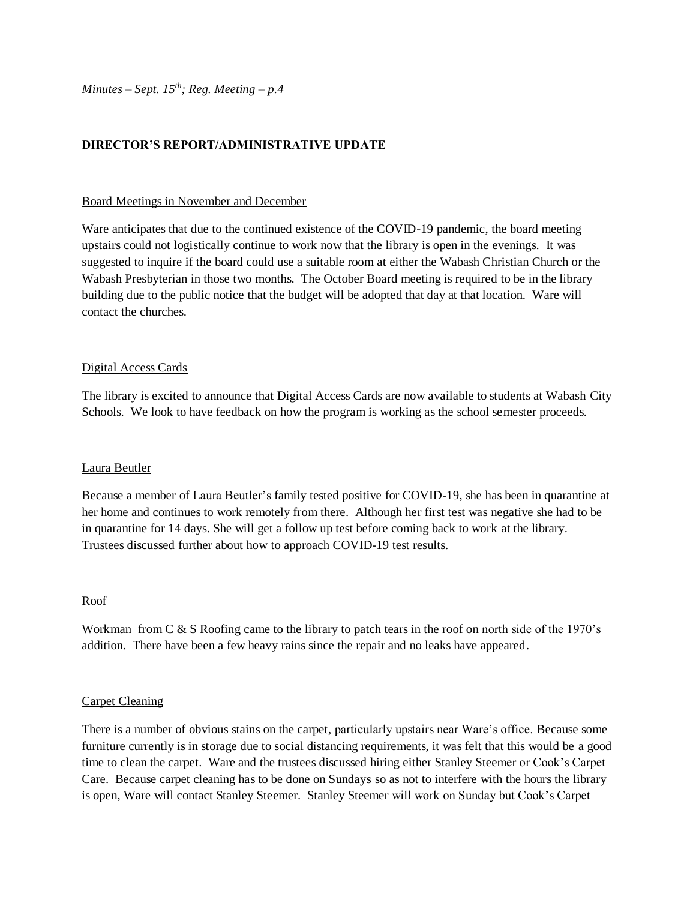## DIRECTOR'S REPORT/ADMINISTRATIVE UPDATE

### Board Meetings in November and December

Ware anticipates that due to the continued existence of the COVID-19 pandemic, the board meeting upstairs could not logistically continue to work now that the library is open in the evenings. It was suggested to inquire if the board could use a suitable room at either the Wabash Christian Church or the Wabash Presbyterian in those two months. The October Board meeting is required to be in the library building due to the public notice that the budget will be adopted that day at that location. Ware will contact the churches.

### Digital Access Cards

The library is excited to announce that Digital Access Cards are now available to students at Wabash City Schools. We look to have feedback on how the program is working as the school semester proceeds.

### Laura Beutler

Because a member of Laura Beutler's family tested positive for COVID-19, she has been in quarantine at her home and continues to work remotely from there. Although her first test was negative she had to be in quarantine for 14 days. She will get a follow up test before coming back to work at the library. Trustees discussed further about how to approach COVID-19 test results.

### Roof

Workman from C & S Roofing came to the library to patch tears in the roof on north side of the 1970's addition. There have been a few heavy rains since the repair and no leaks have appeared.

### Carpet Cleaning

There is a number of obvious stains on the carpet, particularly upstairs near Ware's office. Because some furniture currently is in storage due to social distancing requirements, it was felt that this would be a good time to clean the carpet. Ware and the trustees discussed hiring either Stanley Steemer or Cook's Carpet Care. Because carpet cleaning has to be done on Sundays so as not to interfere with the hours the library is open, Ware will contact Stanley Steemer. Stanley Steemer will work on Sunday but Cook's Carpet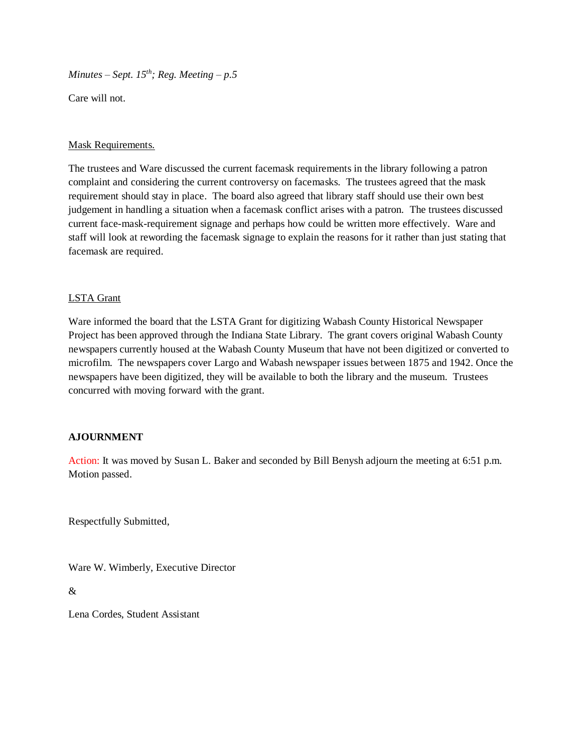Care will not.

Mask Requirements.

The trustees and Ware discussed the current facemask requirements in the library following a patron complaint and considering the current controversy on facemasks. The trustees agreed that the mask requirement should stay in place. The board also agreed that library staff should use their own best judgement in handling a situation when a facemask conflict arises with a patron. The trustees discussed current face-mask-requirement signage and perhaps how could be written more effectively. Ware and staff will look at rewording the facemask signage to explain the reasons for it rather than just stating that facemask are required.

LSTA Grant

Ware informed the board that the LSTA Grant for digitizing Wabash County Historical Newspaper Project has been approved through the Indiana State Library. The grant covers original Wabash County newspapers currently housed at the Wabash County Museum that have not been digitized or converted to microfilm. The newspapers cover Largo and Wabash newspaper issues between 1875 and 1942. Once the newspapers have been digitized, they will be available to both the library and the museum. Trustees concurred with moving forward with the grant.

**AJOURNMENT**

Action: It was moved by Susan L. Baker and seconded by Bill Benysh adjourn the meeting at 6:51 p.m. Motion passed.

Respectfully Submitted,

Ware W. Wimberly, Executive Director

&

Lena Cordes, Student Assistant